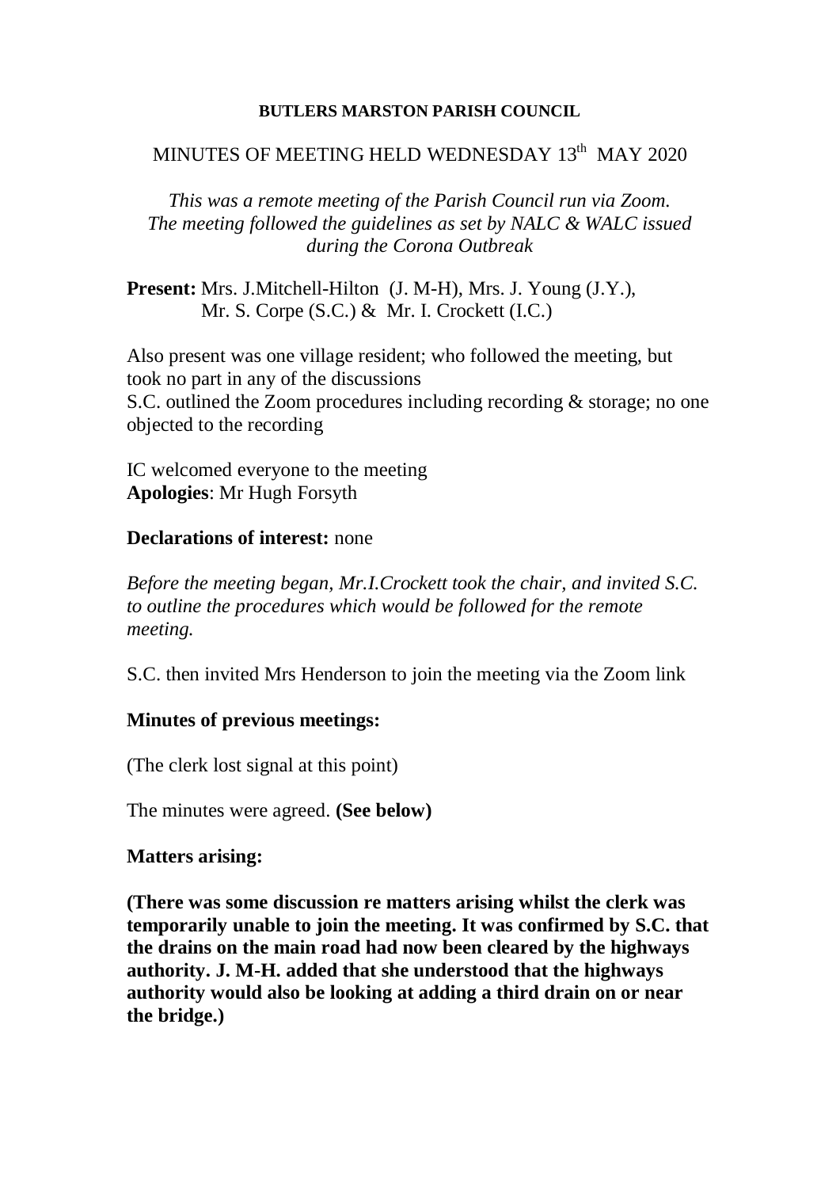**BUTLERS MARSTON PARISH COUNCIL**

MINUTES OF MEETING HELD WEDNESDAY 13th MAY 2020

*This was a remote meeting of the Parish Council run via Zoom. The meeting followed the guidelines as set by NALC & WALC issued during the Corona Outbreak*

**Present:** Mrs. J.Mitchell-Hilton (J. M-H), Mrs. J. Young (J.Y.), Mr. S. Corpe (S.C.) & Mr. I. Crockett (I.C.)

Also present was one village resident; who followed the meeting, but took no part in any of the discussions
S.C. outlined the Zoom procedures including recording & storage; no one objected to the recording

IC welcomed everyone to the meeting
**Apologies**: Mr Hugh Forsyth

**Declarations of interest:** none

*Before the meeting began, Mr.I.Crockett took the chair, and invited S.C. to outline the procedures which would be followed for the remote meeting.*

S.C. then invited Mrs Henderson to join the meeting via the Zoom link

**Minutes of previous meetings:**

(The clerk lost signal at this point)

The minutes were agreed. **(See below)**

**Matters arising:**

**(There was some discussion re matters arising whilst the clerk was temporarily unable to join the meeting. It was confirmed by S.C. that the drains on the main road had now been cleared by the highways authority. J. M-H. added that she understood that the highways authority would also be looking at adding a third drain on or near the bridge.)**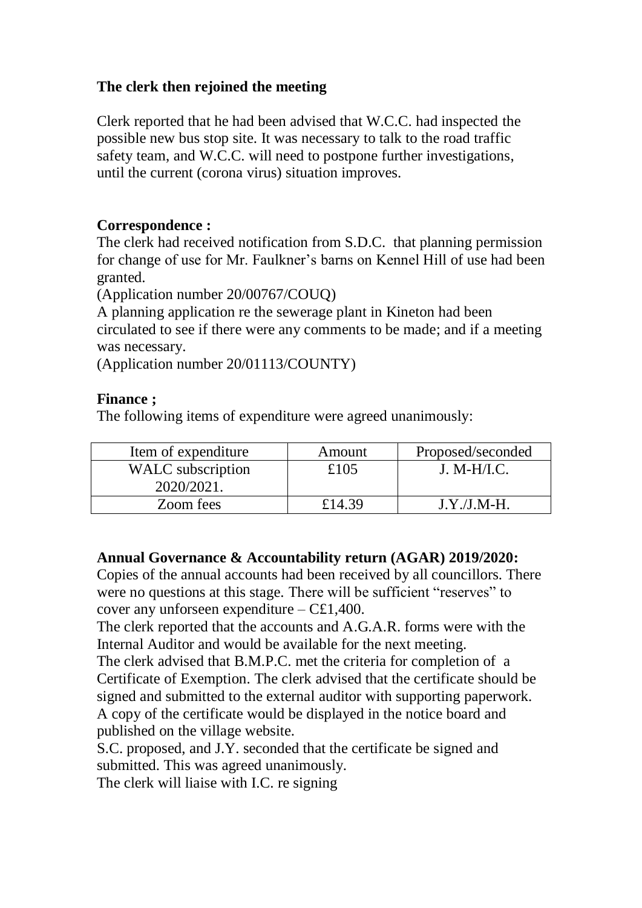**The clerk then rejoined the meeting**

Clerk reported that he had been advised that W.C.C. had inspected the possible new bus stop site. It was necessary to talk to the road traffic safety team, and W.C.C. will need to postpone further investigations, until the current (corona virus) situation improves.

**Correspondence :**

The clerk had received notification from S.D.C. that planning permission for change of use for Mr. Faulkner's barns on Kennel Hill of use had been granted.

(Application number 20/00767/COUQ)

A planning application re the sewerage plant in Kineton had been circulated to see if there were any comments to be made; and if a meeting was necessary.

(Application number 20/01113/COUNTY)

**Finance ;**

The following items of expenditure were agreed unanimously:

| Item of expenditure | Amount | Proposed/seconded |
|---|---|---|
| WALC subscription 2020/2021. | £105 | J. M-H/I.C. |
| Zoom fees | £14.39 | J.Y./J.M-H. |

**Annual Governance & Accountability return (AGAR) 2019/2020:**

Copies of the annual accounts had been received by all councillors. There were no questions at this stage. There will be sufficient "reserves" to cover any unforseen expenditure – C£1,400.

The clerk reported that the accounts and A.G.A.R. forms were with the Internal Auditor and would be available for the next meeting.

The clerk advised that B.M.P.C. met the criteria for completion of a Certificate of Exemption. The clerk advised that the certificate should be signed and submitted to the external auditor with supporting paperwork. A copy of the certificate would be displayed in the notice board and published on the village website.

S.C. proposed, and J.Y. seconded that the certificate be signed and submitted. This was agreed unanimously.

The clerk will liaise with I.C. re signing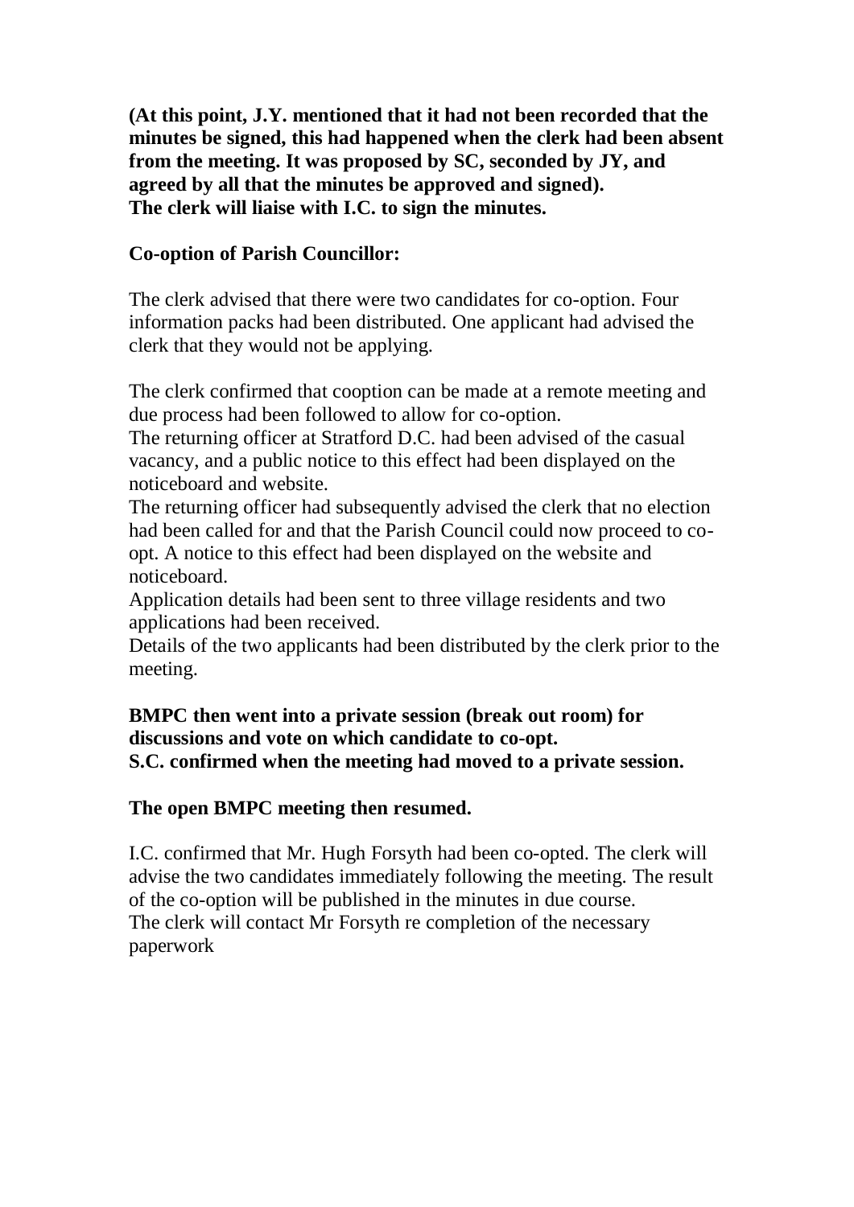**(At this point, J.Y. mentioned that it had not been recorded that the minutes be signed, this had happened when the clerk had been absent from the meeting. It was proposed by SC, seconded by JY, and agreed by all that the minutes be approved and signed).**
**The clerk will liaise with I.C. to sign the minutes.**

**Co-option of Parish Councillor:**

The clerk advised that there were two candidates for co-option. Four information packs had been distributed. One applicant had advised the clerk that they would not be applying.

The clerk confirmed that cooption can be made at a remote meeting and due process had been followed to allow for co-option.
The returning officer at Stratford D.C. had been advised of the casual vacancy, and a public notice to this effect had been displayed on the noticeboard and website.
The returning officer had subsequently advised the clerk that no election had been called for and that the Parish Council could now proceed to co-opt. A notice to this effect had been displayed on the website and noticeboard.
Application details had been sent to three village residents and two applications had been received.
Details of the two applicants had been distributed by the clerk prior to the meeting.

**BMPC then went into a private session (break out room) for discussions and vote on which candidate to co-opt.**
**S.C. confirmed when the meeting had moved to a private session.**

**The open BMPC meeting then resumed.**

I.C. confirmed that Mr. Hugh Forsyth had been co-opted. The clerk will advise the two candidates immediately following the meeting. The result of the co-option will be published in the minutes in due course.
The clerk will contact Mr Forsyth re completion of the necessary paperwork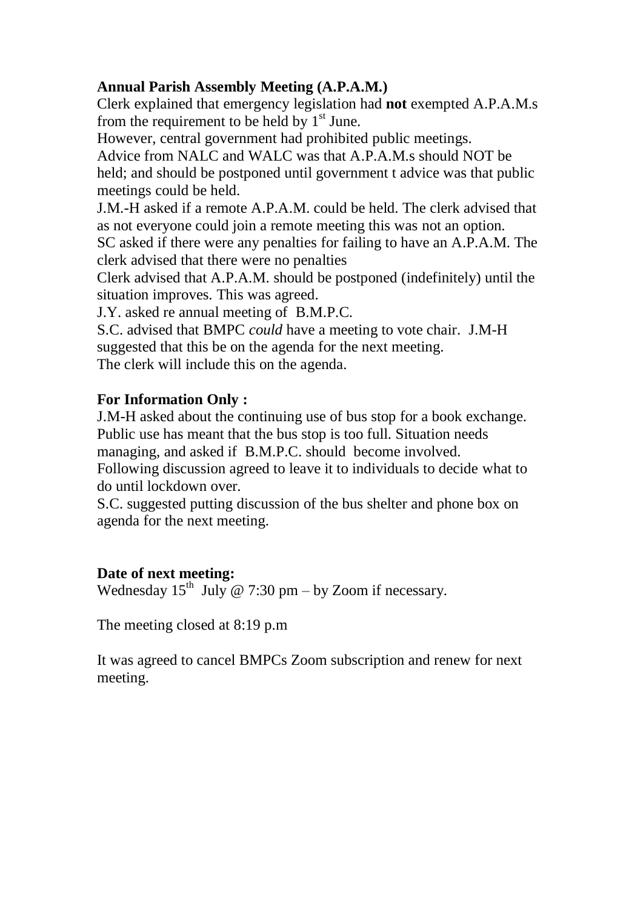**Annual Parish Assembly Meeting (A.P.A.M.)**

Clerk explained that emergency legislation had **not** exempted A.P.A.M.s from the requirement to be held by 1st June.

However, central government had prohibited public meetings.

Advice from NALC and WALC was that A.P.A.M.s should NOT be held; and should be postponed until government t advice was that public meetings could be held.

J.M.-H asked if a remote A.P.A.M. could be held. The clerk advised that as not everyone could join a remote meeting this was not an option.

SC asked if there were any penalties for failing to have an A.P.A.M. The clerk advised that there were no penalties

Clerk advised that A.P.A.M. should be postponed (indefinitely) until the situation improves. This was agreed.

J.Y. asked re annual meeting of B.M.P.C.

S.C. advised that BMPC *could* have a meeting to vote chair. J.M-H suggested that this be on the agenda for the next meeting.

The clerk will include this on the agenda.

**For Information Only :**

J.M-H asked about the continuing use of bus stop for a book exchange. Public use has meant that the bus stop is too full. Situation needs managing, and asked if B.M.P.C. should become involved.

Following discussion agreed to leave it to individuals to decide what to do until lockdown over.

S.C. suggested putting discussion of the bus shelter and phone box on agenda for the next meeting.

**Date of next meeting:**

Wednesday 15th July @ 7:30 pm – by Zoom if necessary.

The meeting closed at 8:19 p.m

It was agreed to cancel BMPCs Zoom subscription and renew for next meeting.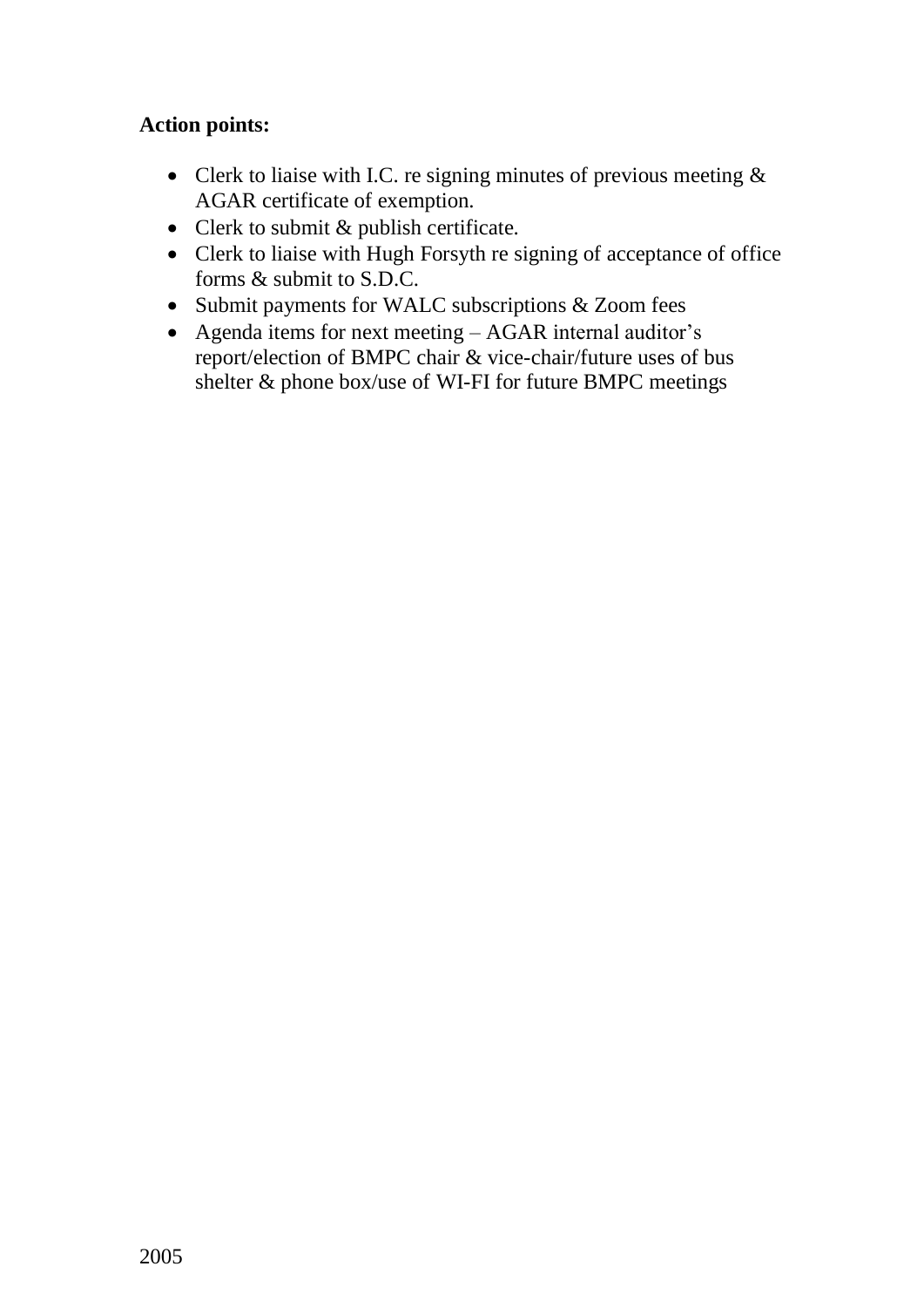**Action points:**

- Clerk to liaise with I.C. re signing minutes of previous meeting & AGAR certificate of exemption.
- Clerk to submit & publish certificate.
- Clerk to liaise with Hugh Forsyth re signing of acceptance of office forms & submit to S.D.C.
- Submit payments for WALC subscriptions & Zoom fees
- Agenda items for next meeting – AGAR internal auditor's report/election of BMPC chair & vice-chair/future uses of bus shelter & phone box/use of WI-FI for future BMPC meetings